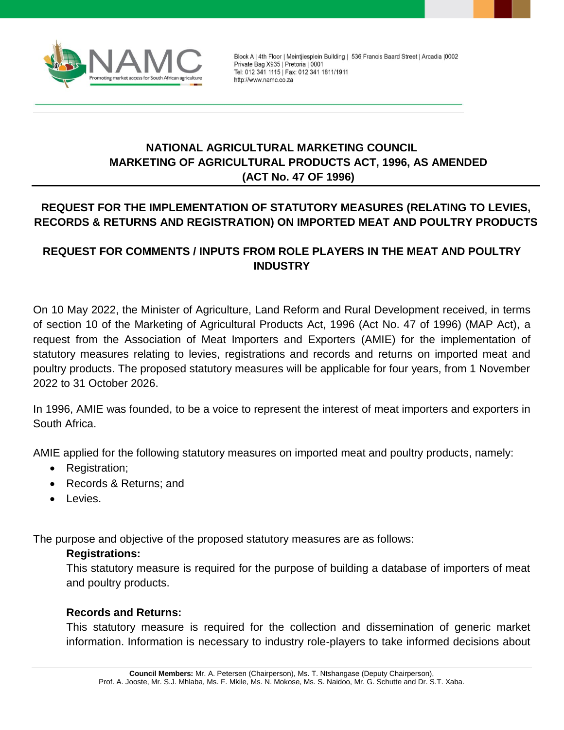Block A | 4th Floor | Meintjiesplein Building | 536 Francis Baard Street | Arcadia |0002
Private Bag X935 | Pretoria | 0001
Tel: 012 341 1115 | Fax: 012 341 1811/1911
http://www.namc.co.za

# NATIONAL AGRICULTURAL MARKETING COUNCIL
# MARKETING OF AGRICULTURAL PRODUCTS ACT, 1996, AS AMENDED (ACT No. 47 OF 1996)

## REQUEST FOR THE IMPLEMENTATION OF STATUTORY MEASURES (RELATING TO LEVIES, RECORDS & RETURNS AND REGISTRATION) ON IMPORTED MEAT AND POULTRY PRODUCTS

## REQUEST FOR COMMENTS / INPUTS FROM ROLE PLAYERS IN THE MEAT AND POULTRY INDUSTRY

On 10 May 2022, the Minister of Agriculture, Land Reform and Rural Development received, in terms of section 10 of the Marketing of Agricultural Products Act, 1996 (Act No. 47 of 1996) (MAP Act), a request from the Association of Meat Importers and Exporters (AMIE) for the implementation of statutory measures relating to levies, registrations and records and returns on imported meat and poultry products. The proposed statutory measures will be applicable for four years, from 1 November 2022 to 31 October 2026.

In 1996, AMIE was founded, to be a voice to represent the interest of meat importers and exporters in South Africa.

AMIE applied for the following statutory measures on imported meat and poultry products, namely:

- Registration;
- Records & Returns; and
- Levies.

The purpose and objective of the proposed statutory measures are as follows:

**Registrations:**

This statutory measure is required for the purpose of building a database of importers of meat and poultry products.

**Records and Returns:**

This statutory measure is required for the collection and dissemination of generic market information. Information is necessary to industry role-players to take informed decisions about

**Council Members:** Mr. A. Petersen (Chairperson), Ms. T. Ntshangase (Deputy Chairperson), Prof. A. Jooste, Mr. S.J. Mhlaba, Ms. F. Mkile, Ms. N. Mokose, Ms. S. Naidoo, Mr. G. Schutte and Dr. S.T. Xaba.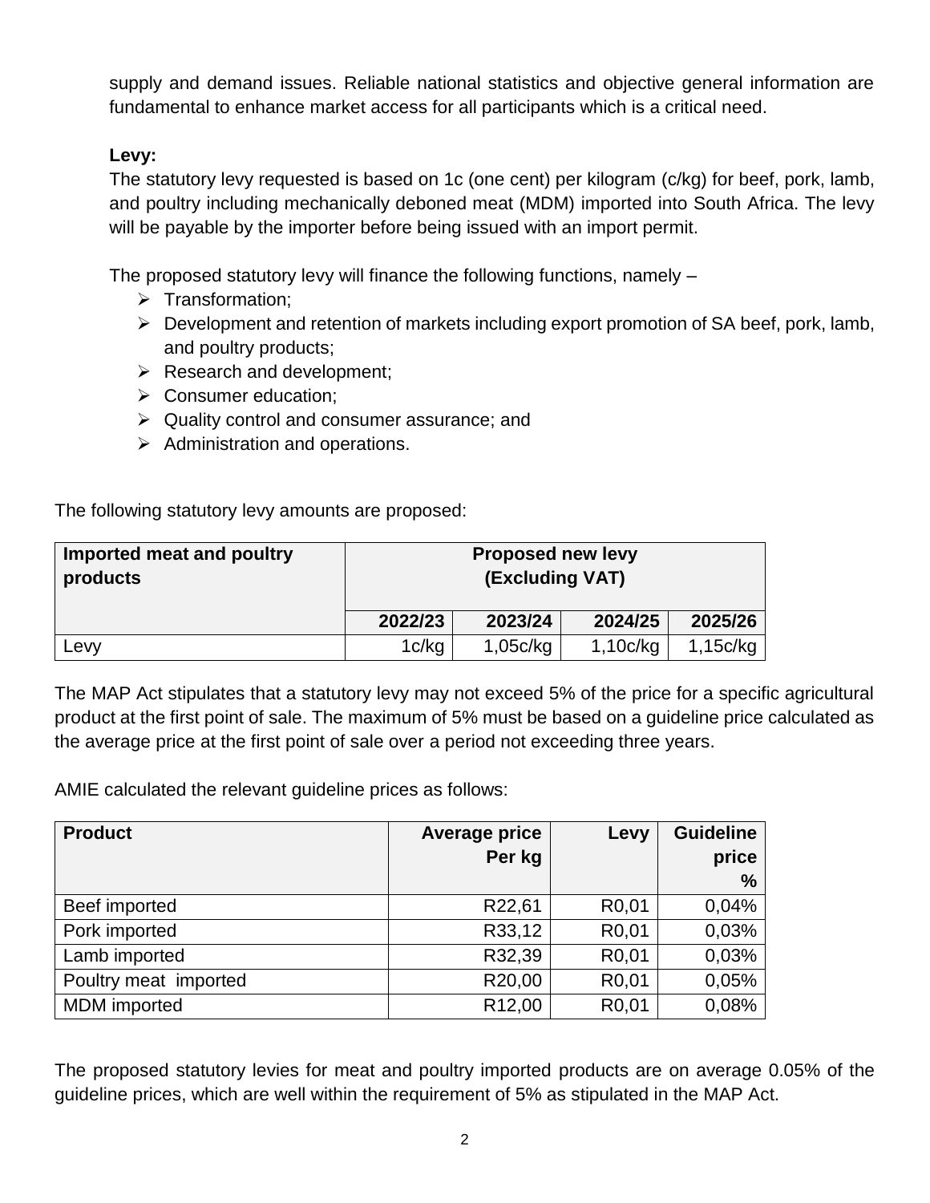supply and demand issues. Reliable national statistics and objective general information are fundamental to enhance market access for all participants which is a critical need.

**Levy:**

The statutory levy requested is based on 1c (one cent) per kilogram (c/kg) for beef, pork, lamb, and poultry including mechanically deboned meat (MDM) imported into South Africa. The levy will be payable by the importer before being issued with an import permit.

The proposed statutory levy will finance the following functions, namely –

- Transformation;
- Development and retention of markets including export promotion of SA beef, pork, lamb, and poultry products;
- Research and development;
- Consumer education;
- Quality control and consumer assurance; and
- Administration and operations.

The following statutory levy amounts are proposed:

| Imported meat and poultry products | Proposed new levy (Excluding VAT) | | | |
|---|---|---|---|---|
| | 2022/23 | 2023/24 | 2024/25 | 2025/26 |
| Levy | 1c/kg | 1,05c/kg | 1,10c/kg | 1,15c/kg |

The MAP Act stipulates that a statutory levy may not exceed 5% of the price for a specific agricultural product at the first point of sale. The maximum of 5% must be based on a guideline price calculated as the average price at the first point of sale over a period not exceeding three years.

AMIE calculated the relevant guideline prices as follows:

| Product | Average price Per kg | Levy | Guideline price % |
|---|---|---|---|
| Beef imported | R22,61 | R0,01 | 0,04% |
| Pork imported | R33,12 | R0,01 | 0,03% |
| Lamb imported | R32,39 | R0,01 | 0,03% |
| Poultry meat imported | R20,00 | R0,01 | 0,05% |
| MDM imported | R12,00 | R0,01 | 0,08% |

The proposed statutory levies for meat and poultry imported products are on average 0.05% of the guideline prices, which are well within the requirement of 5% as stipulated in the MAP Act.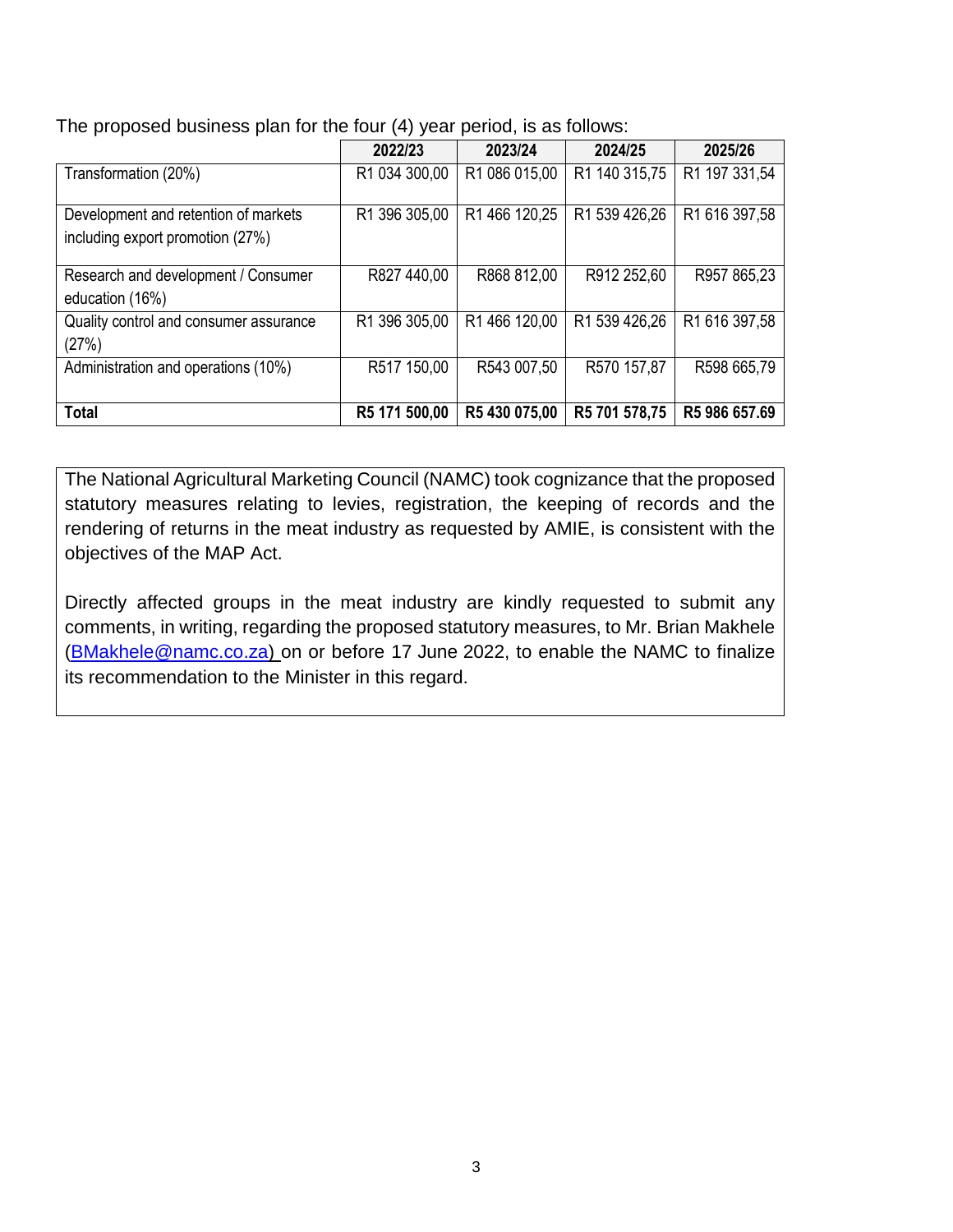The proposed business plan for the four (4) year period, is as follows:

| | 2022/23 | 2023/24 | 2024/25 | 2025/26 |
|---|---|---|---|---|
| Transformation (20%) | R1 034 300,00 | R1 086 015,00 | R1 140 315,75 | R1 197 331,54 |
| Development and retention of markets including export promotion (27%) | R1 396 305,00 | R1 466 120,25 | R1 539 426,26 | R1 616 397,58 |
| Research and development / Consumer education (16%) | R827 440,00 | R868 812,00 | R912 252,60 | R957 865,23 |
| Quality control and consumer assurance (27%) | R1 396 305,00 | R1 466 120,00 | R1 539 426,26 | R1 616 397,58 |
| Administration and operations (10%) | R517 150,00 | R543 007,50 | R570 157,87 | R598 665,79 |
| **Total** | **R5 171 500,00** | **R5 430 075,00** | **R5 701 578,75** | **R5 986 657.69** |

The National Agricultural Marketing Council (NAMC) took cognizance that the proposed statutory measures relating to levies, registration, the keeping of records and the rendering of returns in the meat industry as requested by AMIE, is consistent with the objectives of the MAP Act.

Directly affected groups in the meat industry are kindly requested to submit any comments, in writing, regarding the proposed statutory measures, to Mr. Brian Makhele (BMakhele@namc.co.za) on or before 17 June 2022, to enable the NAMC to finalize its recommendation to the Minister in this regard.